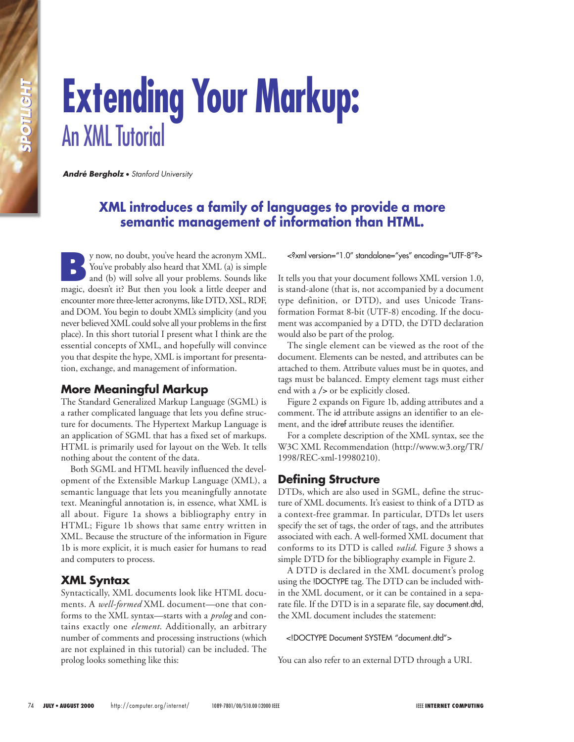# Extending Your Markup: An XML Tutorial

***André Bergholz*** • *Stanford University*

## XML introduces a family of languages to provide a more semantic management of information than HTML.

By now, no doubt, you've heard the acronym XML. You've probably also heard that XML (a) is simple and (b) will solve all your problems. Sounds like magic, doesn't it? But then you look a little deeper and encounter more three-letter acronyms, like DTD, XSL, RDF, and DOM. You begin to doubt XML's simplicity (and you never believed XML could solve all your problems in the first place). In this short tutorial I present what I think are the essential concepts of XML, and hopefully will convince you that despite the hype, XML is important for presentation, exchange, and management of information.

### More Meaningful Markup

The Standard Generalized Markup Language (SGML) is a rather complicated language that lets you define structure for documents. The Hypertext Markup Language is an application of SGML that has a fixed set of markups. HTML is primarily used for layout on the Web. It tells nothing about the content of the data.

Both SGML and HTML heavily influenced the development of the Extensible Markup Language (XML), a semantic language that lets you meaningfully annotate text. Meaningful annotation is, in essence, what XML is all about. Figure 1a shows a bibliography entry in HTML; Figure 1b shows that same entry written in XML. Because the structure of the information in Figure 1b is more explicit, it is much easier for humans to read and computers to process.

### XML Syntax

Syntactically, XML documents look like HTML documents. A *well-formed* XML document—one that conforms to the XML syntax—starts with a *prolog* and contains exactly one *element*. Additionally, an arbitrary number of comments and processing instructions (which are not explained in this tutorial) can be included. The prolog looks something like this:

```
<?xml version="1.0" standalone="yes" encoding="UTF-8"?>
```

It tells you that your document follows XML version 1.0, is stand-alone (that is, not accompanied by a document type definition, or DTD), and uses Unicode Transformation Format 8-bit (UTF-8) encoding. If the document was accompanied by a DTD, the DTD declaration would also be part of the prolog.

The single element can be viewed as the root of the document. Elements can be nested, and attributes can be attached to them. Attribute values must be in quotes, and tags must be balanced. Empty element tags must either end with a /> or be explicitly closed.

Figure 2 expands on Figure 1b, adding attributes and a comment. The id attribute assigns an identifier to an element, and the idref attribute reuses the identifier.

For a complete description of the XML syntax, see the W3C XML Recommendation (http://www.w3.org/TR/1998/REC-xml-19980210).

### Defining Structure

DTDs, which are also used in SGML, define the structure of XML documents. It's easiest to think of a DTD as a context-free grammar. In particular, DTDs let users specify the set of tags, the order of tags, and the attributes associated with each. A well-formed XML document that conforms to its DTD is called *valid*. Figure 3 shows a simple DTD for the bibliography example in Figure 2.

A DTD is declared in the XML document's prolog using the !DOCTYPE tag. The DTD can be included within the XML document, or it can be contained in a separate file. If the DTD is in a separate file, say document.dtd, the XML document includes the statement:

```
<!DOCTYPE Document SYSTEM "document.dtd">
```

You can also refer to an external DTD through a URI.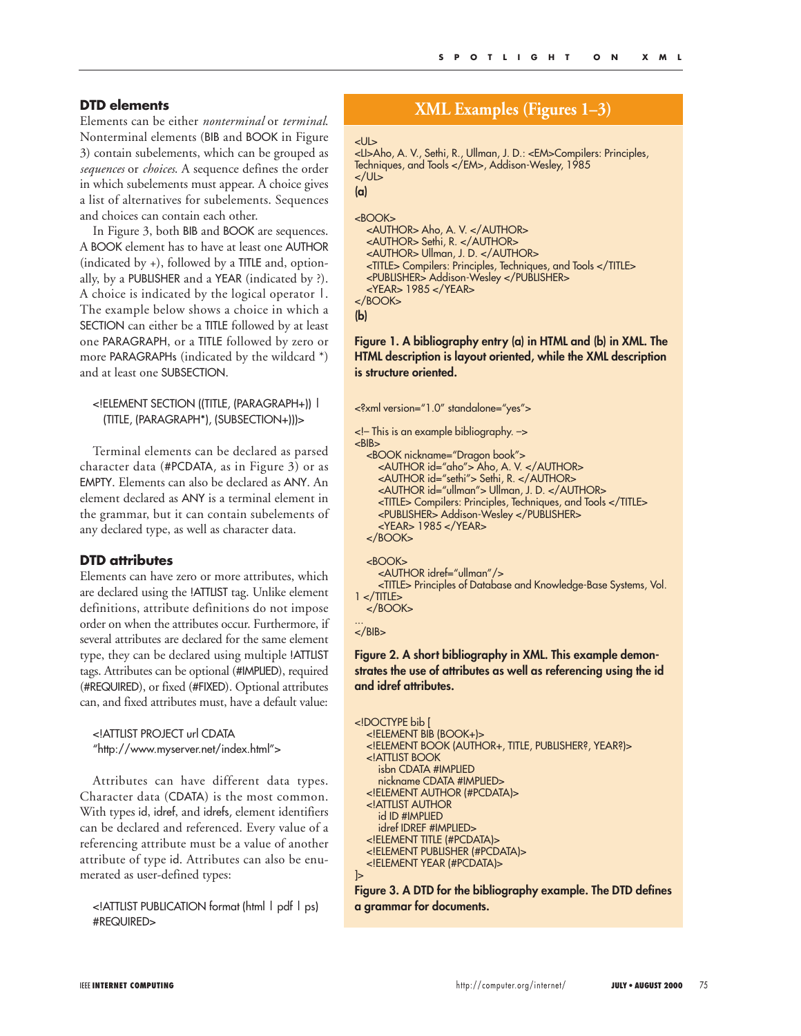### DTD elements

Elements can be either *nonterminal* or *terminal*. Nonterminal elements (BIB and BOOK in Figure 3) contain subelements, which can be grouped as *sequences* or *choices*. A sequence defines the order in which subelements must appear. A choice gives a list of alternatives for subelements. Sequences and choices can contain each other.

In Figure 3, both BIB and BOOK are sequences. A BOOK element has to have at least one AUTHOR (indicated by +), followed by a TITLE and, optionally, by a PUBLISHER and a YEAR (indicated by ?). A choice is indicated by the logical operator |. The example below shows a choice in which a SECTION can either be a TITLE followed by at least one PARAGRAPH, or a TITLE followed by zero or more PARAGRAPHs (indicated by the wildcard *) and at least one SUBSECTION.

```
<!ELEMENT SECTION ((TITLE, (PARAGRAPH+)) |
   (TITLE, (PARAGRAPH*), (SUBSECTION+)))>
```

Terminal elements can be declared as parsed character data (#PCDATA, as in Figure 3) or as EMPTY. Elements can also be declared as ANY. An element declared as ANY is a terminal element in the grammar, but it can contain subelements of any declared type, as well as character data.

### DTD attributes

Elements can have zero or more attributes, which are declared using the !ATTLIST tag. Unlike element definitions, attribute definitions do not impose order on when the attributes occur. Furthermore, if several attributes are declared for the same element type, they can be declared using multiple !ATTLIST tags. Attributes can be optional (#IMPLIED), required (#REQUIRED), or fixed (#FIXED). Optional attributes can, and fixed attributes must, have a default value:

```
<!ATTLIST PROJECT url CDATA
"http://www.myserver.net/index.html">
```

Attributes can have different data types. Character data (CDATA) is the most common. With types id, idref, and idrefs, element identifiers can be declared and referenced. Every value of a referencing attribute must be a value of another attribute of type id. Attributes can also be enumerated as user-defined types:

```
<!ATTLIST PUBLICATION format (html | pdf | ps)
#REQUIRED>
```

## XML Examples (Figures 1–3)

```
<UL>
<LI>Aho, A. V., Sethi, R., Ullman, J. D.: <EM>Compilers: Principles,
Techniques, and Tools </EM>, Addison-Wesley, 1985
</UL>
```

**(a)**

```
<BOOK>
   <AUTHOR> Aho, A. V. </AUTHOR>
   <AUTHOR> Sethi, R. </AUTHOR>
   <AUTHOR> Ullman, J. D. </AUTHOR>
   <TITLE> Compilers: Principles, Techniques, and Tools </TITLE>
   <PUBLISHER> Addison-Wesley </PUBLISHER>
   <YEAR> 1985 </YEAR>
</BOOK>
```

**(b)**

**Figure 1. A bibliography entry (a) in HTML and (b) in XML. The HTML description is layout oriented, while the XML description is structure oriented.**

```
<?xml version="1.0" standalone="yes">

<!– This is an example bibliography. –>
<BIB>
   <BOOK nickname="Dragon book">
      <AUTHOR id="aho"> Aho, A. V. </AUTHOR>
      <AUTHOR id="sethi"> Sethi, R. </AUTHOR>
      <AUTHOR id="ullman"> Ullman, J. D. </AUTHOR>
      <TITLE> Compilers: Principles, Techniques, and Tools </TITLE>
      <PUBLISHER> Addison-Wesley </PUBLISHER>
      <YEAR> 1985 </YEAR>
   </BOOK>

   <BOOK>
      <AUTHOR idref="ullman"/>
      <TITLE> Principles of Database and Knowledge-Base Systems, Vol.
1 </TITLE>
   </BOOK>
...
</BIB>
```

**Figure 2. A short bibliography in XML. This example demonstrates the use of attributes as well as referencing using the id and idref attributes.**

```
<!DOCTYPE bib [
   <!ELEMENT BIB (BOOK+)>
   <!ELEMENT BOOK (AUTHOR+, TITLE, PUBLISHER?, YEAR?)>
   <!ATTLIST BOOK
      isbn CDATA #IMPLIED
      nickname CDATA #IMPLIED>
   <!ELEMENT AUTHOR (#PCDATA)>
   <!ATTLIST AUTHOR
      id ID #IMPLIED
      idref IDREF #IMPLIED>
   <!ELEMENT TITLE (#PCDATA)>
   <!ELEMENT PUBLISHER (#PCDATA)>
   <!ELEMENT YEAR (#PCDATA)>
]>
```

**Figure 3. A DTD for the bibliography example. The DTD defines a grammar for documents.**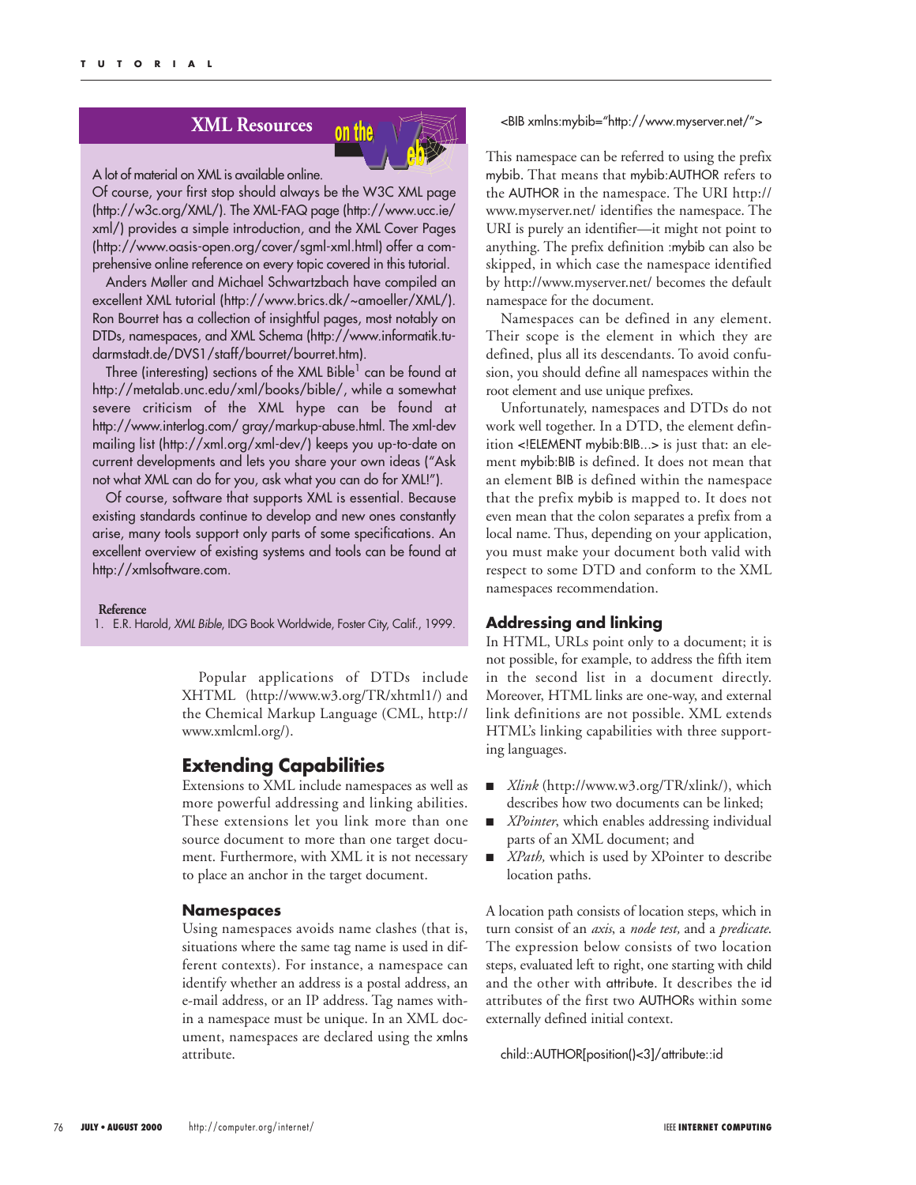## XML Resources on the Web

A lot of material on XML is available online.

Of course, your first stop should always be the W3C XML page (http://w3c.org/XML/). The XML-FAQ page (http://www.ucc.ie/xml/) provides a simple introduction, and the XML Cover Pages (http://www.oasis-open.org/cover/sgml-xml.html) offer a comprehensive online reference on every topic covered in this tutorial.

Anders Møller and Michael Schwartzbach have compiled an excellent XML tutorial (http://www.brics.dk/~amoeller/XML/). Ron Bourret has a collection of insightful pages, most notably on DTDs, namespaces, and XML Schema (http://www.informatik.tu-darmstadt.de/DVS1/staff/bourret/bourret.htm).

Three (interesting) sections of the XML Bible[1] can be found at http://metalab.unc.edu/xml/books/bible/, while a somewhat severe criticism of the XML hype can be found at http://www.interlog.com/ gray/markup-abuse.html. The xml-dev mailing list (http://xml.org/xml-dev/) keeps you up-to-date on current developments and lets you share your own ideas ("Ask not what XML can do for you, ask what you can do for XML!").

Of course, software that supports XML is essential. Because existing standards continue to develop and new ones constantly arise, many tools support only parts of some specifications. An excellent overview of existing systems and tools can be found at http://xmlsoftware.com.

**Reference**

1. E.R. Harold, *XML Bible*, IDG Book Worldwide, Foster City, Calif., 1999.

Popular applications of DTDs include XHTML (http://www.w3.org/TR/xhtml1/) and the Chemical Markup Language (CML, http://www.xmlcml.org/).

## Extending Capabilities

Extensions to XML include namespaces as well as more powerful addressing and linking abilities. These extensions let you link more than one source document to more than one target document. Furthermore, with XML it is not necessary to place an anchor in the target document.

### Namespaces

Using namespaces avoids name clashes (that is, situations where the same tag name is used in different contexts). For instance, a namespace can identify whether an address is a postal address, an e-mail address, or an IP address. Tag names within a namespace must be unique. In an XML document, namespaces are declared using the xmlns attribute.

```
<BIB xmlns:mybib="http://www.myserver.net/">
```

This namespace can be referred to using the prefix mybib. That means that mybib:AUTHOR refers to the AUTHOR in the namespace. The URI http://www.myserver.net/ identifies the namespace. The URI is purely an identifier—it might not point to anything. The prefix definition :mybib can also be skipped, in which case the namespace identified by http://www.myserver.net/ becomes the default namespace for the document.

Namespaces can be defined in any element. Their scope is the element in which they are defined, plus all its descendants. To avoid confusion, you should define all namespaces within the root element and use unique prefixes.

Unfortunately, namespaces and DTDs do not work well together. In a DTD, the element definition <!ELEMENT mybib:BIB...> is just that: an element mybib:BIB is defined. It does not mean that an element BIB is defined within the namespace that the prefix mybib is mapped to. It does not even mean that the colon separates a prefix from a local name. Thus, depending on your application, you must make your document both valid with respect to some DTD and conform to the XML namespaces recommendation.

### Addressing and linking

In HTML, URLs point only to a document; it is not possible, for example, to address the fifth item in the second list in a document directly. Moreover, HTML links are one-way, and external link definitions are not possible. XML extends HTML's linking capabilities with three supporting languages.

- *Xlink* (http://www.w3.org/TR/xlink/), which describes how two documents can be linked;
- *XPointer*, which enables addressing individual parts of an XML document; and
- *XPath,* which is used by XPointer to describe location paths.

A location path consists of location steps, which in turn consist of an *axis*, a *node test,* and a *predicate.* The expression below consists of two location steps, evaluated left to right, one starting with child and the other with attribute. It describes the id attributes of the first two AUTHORs within some externally defined initial context.

```
child::AUTHOR[position()<3]/attribute::id
```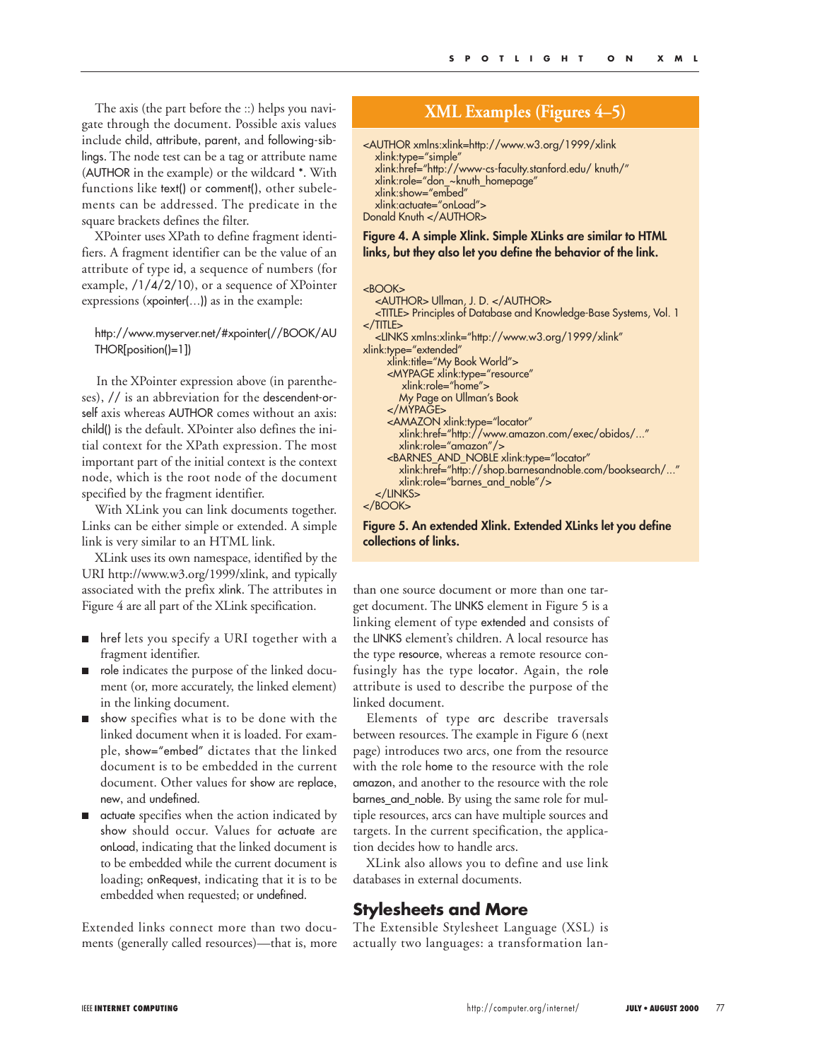The axis (the part before the ::) helps you navigate through the document. Possible axis values include child, attribute, parent, and following-siblings. The node test can be a tag or attribute name (AUTHOR in the example) or the wildcard *. With functions like text() or comment(), other subelements can be addressed. The predicate in the square brackets defines the filter.

XPointer uses XPath to define fragment identifiers. A fragment identifier can be the value of an attribute of type id, a sequence of numbers (for example, /1/4/2/10), or a sequence of XPointer expressions (xpointer(...)) as in the example:

```
http://www.myserver.net/#xpointer(//BOOK/AUTHOR[position()=1])
```

In the XPointer expression above (in parentheses), // is an abbreviation for the descendent-or-self axis whereas AUTHOR comes without an axis: child() is the default. XPointer also defines the initial context for the XPath expression. The most important part of the initial context is the context node, which is the root node of the document specified by the fragment identifier.

With XLink you can link documents together. Links can be either simple or extended. A simple link is very similar to an HTML link.

XLink uses its own namespace, identified by the URI http://www.w3.org/1999/xlink, and typically associated with the prefix xlink. The attributes in Figure 4 are all part of the XLink specification.

- href lets you specify a URI together with a fragment identifier.
- role indicates the purpose of the linked document (or, more accurately, the linked element) in the linking document.
- show specifies what is to be done with the linked document when it is loaded. For example, show="embed" dictates that the linked document is to be embedded in the current document. Other values for show are replace, new, and undefined.
- actuate specifies when the action indicated by show should occur. Values for actuate are onLoad, indicating that the linked document is to be embedded while the current document is loading; onRequest, indicating that it is to be embedded when requested; or undefined.

Extended links connect more than two documents (generally called resources)—that is, more than one source document or more than one target document. The LINKS element in Figure 5 is a linking element of type extended and consists of the LINKS element's children. A local resource has the type resource, whereas a remote resource confusingly has the type locator. Again, the role attribute is used to describe the purpose of the linked document.

Elements of type arc describe traversals between resources. The example in Figure 6 (next page) introduces two arcs, one from the resource with the role home to the resource with the role amazon, and another to the resource with the role barnes_and_noble. By using the same role for multiple resources, arcs can have multiple sources and targets. In the current specification, the application decides how to handle arcs.

XLink also allows you to define and use link databases in external documents.

## XML Examples (Figures 4–5)

```
<AUTHOR xmlns:xlink=http://www.w3.org/1999/xlink
   xlink:type="simple"
   xlink:href="http://www-cs-faculty.stanford.edu/ knuth/"
   xlink:role="don_~knuth_homepage"
   xlink:show="embed"
   xlink:actuate="onLoad">
Donald Knuth </AUTHOR>
```

**Figure 4. A simple Xlink. Simple XLinks are similar to HTML links, but they also let you define the behavior of the link.**

```
<BOOK>
   <AUTHOR> Ullman, J. D. </AUTHOR>
   <TITLE> Principles of Database and Knowledge-Base Systems, Vol. 1
</TITLE>
   <LINKS xmlns:xlink="http://www.w3.org/1999/xlink"
xlink:type="extended"
      xlink:title="My Book World">
      <MYPAGE xlink:type="resource"
         xlink:role="home">
        My Page on Ullman's Book
      </MYPAGE>
      <AMAZON xlink:type="locator"
        xlink:href="http://www.amazon.com/exec/obidos/..."
        xlink:role="amazon"/>
      <BARNES_AND_NOBLE xlink:type="locator"
        xlink:href="http://shop.barnesandnoble.com/booksearch/..."
        xlink:role="barnes_and_noble"/>
   </LINKS>
</BOOK>
```

**Figure 5. An extended Xlink. Extended XLinks let you define collections of links.**

## Stylesheets and More

The Extensible Stylesheet Language (XSL) is actually two languages: a transformation lan-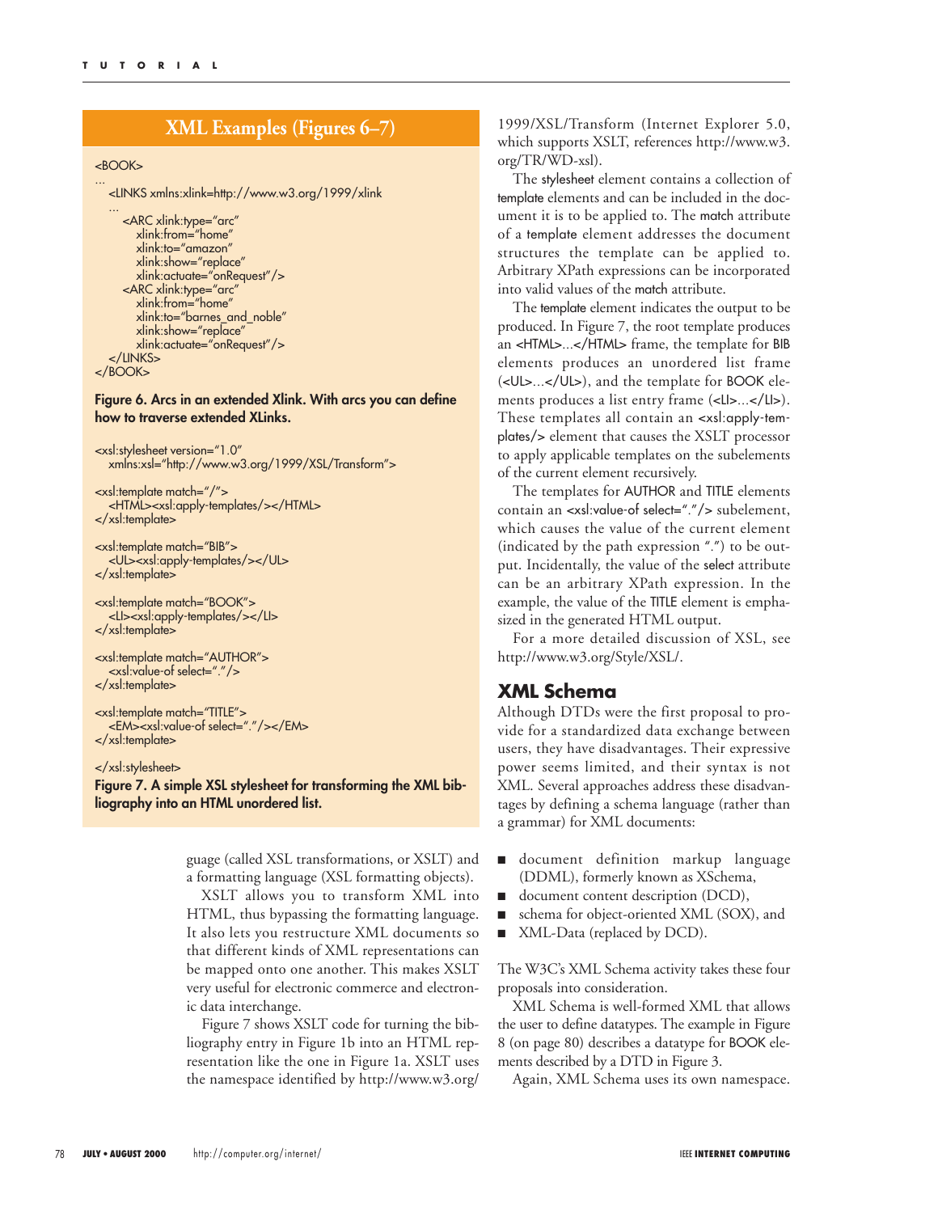## XML Examples (Figures 6–7)

```
<BOOK>
…
  <LINKS xmlns:xlink=http://www.w3.org/1999/xlink
  …
     <ARC xlink:type="arc"
        xlink:from="home"
        xlink:to="amazon"
        xlink:show="replace"
        xlink:actuate="onRequest"/>
     <ARC xlink:type="arc"
        xlink:from="home"
        xlink:to="barnes_and_noble"
        xlink:show="replace"
        xlink:actuate="onRequest"/>
  </LINKS>
</BOOK>
```

**Figure 6. Arcs in an extended Xlink. With arcs you can define how to traverse extended XLinks.**

```
<xsl:stylesheet version="1.0"
  xmlns:xsl="http://www.w3.org/1999/XSL/Transform">

<xsl:template match="/">
  <HTML><xsl:apply-templates/></HTML>
</xsl:template>

<xsl:template match="BIB">
  <UL><xsl:apply-templates/></UL>
</xsl:template>

<xsl:template match="BOOK">
  <LI><xsl:apply-templates/></LI>
</xsl:template>

<xsl:template match="AUTHOR">
  <xsl:value-of select="."/>
</xsl:template>

<xsl:template match="TITLE">
  <EM><xsl:value-of select="."/></EM>
</xsl:template>

</xsl:stylesheet>
```

**Figure 7. A simple XSL stylesheet for transforming the XML bibliography into an HTML unordered list.**

guage (called XSL transformations, or XSLT) and a formatting language (XSL formatting objects).

XSLT allows you to transform XML into HTML, thus bypassing the formatting language. It also lets you restructure XML documents so that different kinds of XML representations can be mapped onto one another. This makes XSLT very useful for electronic commerce and electronic data interchange.

Figure 7 shows XSLT code for turning the bibliography entry in Figure 1b into an HTML representation like the one in Figure 1a. XSLT uses the namespace identified by http://www.w3.org/1999/XSL/Transform (Internet Explorer 5.0, which supports XSLT, references http://www.w3.org/TR/WD-xsl).

The stylesheet element contains a collection of template elements and can be included in the document it is to be applied to. The match attribute of a template element addresses the document structures the template can be applied to. Arbitrary XPath expressions can be incorporated into valid values of the match attribute.

The template element indicates the output to be produced. In Figure 7, the root template produces an <HTML>...</HTML> frame, the template for BIB elements produces an unordered list frame (<UL>...</UL>), and the template for BOOK elements produces a list entry frame (<LI>...</LI>). These templates all contain an <xsl:apply-templates/> element that causes the XSLT processor to apply applicable templates on the subelements of the current element recursively.

The templates for AUTHOR and TITLE elements contain an <xsl:value-of select="."/> subelement, which causes the value of the current element (indicated by the path expression ".") to be output. Incidentally, the value of the select attribute can be an arbitrary XPath expression. In the example, the value of the TITLE element is emphasized in the generated HTML output.

For a more detailed discussion of XSL, see http://www.w3.org/Style/XSL/.

## XML Schema

Although DTDs were the first proposal to provide for a standardized data exchange between users, they have disadvantages. Their expressive power seems limited, and their syntax is not XML. Several approaches address these disadvantages by defining a schema language (rather than a grammar) for XML documents:

- document definition markup language (DDML), formerly known as XSchema,
- document content description (DCD),
- schema for object-oriented XML (SOX), and
- XML-Data (replaced by DCD).

The W3C's XML Schema activity takes these four proposals into consideration.

XML Schema is well-formed XML that allows the user to define datatypes. The example in Figure 8 (on page 80) describes a datatype for BOOK elements described by a DTD in Figure 3.

Again, XML Schema uses its own namespace.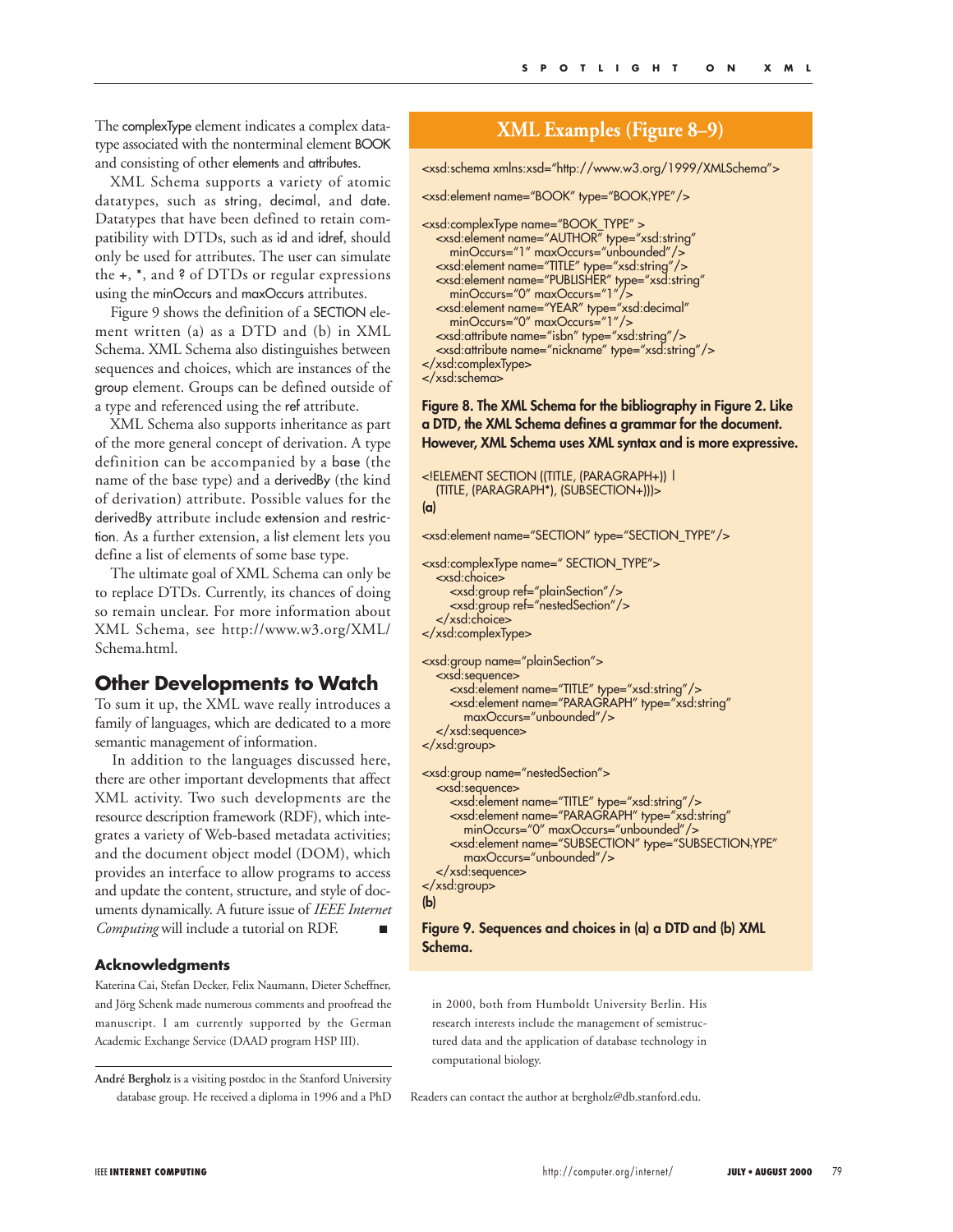The complexType element indicates a complex datatype associated with the nonterminal element BOOK and consisting of other elements and attributes.

XML Schema supports a variety of atomic datatypes, such as string, decimal, and date. Datatypes that have been defined to retain compatibility with DTDs, such as id and idref, should only be used for attributes. The user can simulate the +, *, and ? of DTDs or regular expressions using the minOccurs and maxOccurs attributes.

Figure 9 shows the definition of a SECTION element written (a) as a DTD and (b) in XML Schema. XML Schema also distinguishes between sequences and choices, which are instances of the group element. Groups can be defined outside of a type and referenced using the ref attribute.

XML Schema also supports inheritance as part of the more general concept of derivation. A type definition can be accompanied by a base (the name of the base type) and a derivedBy (the kind of derivation) attribute. Possible values for the derivedBy attribute include extension and restriction. As a further extension, a list element lets you define a list of elements of some base type.

The ultimate goal of XML Schema can only be to replace DTDs. Currently, its chances of doing so remain unclear. For more information about XML Schema, see http://www.w3.org/XML/Schema.html.

## Other Developments to Watch

To sum it up, the XML wave really introduces a family of languages, which are dedicated to a more semantic management of information.

In addition to the languages discussed here, there are other important developments that affect XML activity. Two such developments are the resource description framework (RDF), which integrates a variety of Web-based metadata activities; and the document object model (DOM), which provides an interface to allow programs to access and update the content, structure, and style of documents dynamically. A future issue of *IEEE Internet Computing* will include a tutorial on RDF. ■

### Acknowledgments

Katerina Cai, Stefan Decker, Felix Naumann, Dieter Scheffner, and Jörg Schenk made numerous comments and proofread the manuscript. I am currently supported by the German Academic Exchange Service (DAAD program HSP III).

**André Bergholz** is a visiting postdoc in the Stanford University database group. He received a diploma in 1996 and a PhD in 2000, both from Humboldt University Berlin. His research interests include the management of semistructured data and the application of database technology in computational biology.

Readers can contact the author at bergholz@db.stanford.edu.

## XML Examples (Figure 8–9)

```
<xsd:schema xmlns:xsd="http://www.w3.org/1999/XMLSchema">

<xsd:element name="BOOK" type="BOOK_TYPE"/>

<xsd:complexType name="BOOK_TYPE" >
   <xsd:element name="AUTHOR" type="xsd:string"
      minOccurs="1" maxOccurs="unbounded"/>
   <xsd:element name="TITLE" type="xsd:string"/>
   <xsd:element name="PUBLISHER" type="xsd:string"
      minOccurs="0" maxOccurs="1"/>
   <xsd:element name="YEAR" type="xsd:decimal"
      minOccurs="0" maxOccurs="1"/>
   <xsd:attribute name="isbn" type="xsd:string"/>
   <xsd:attribute name="nickname" type="xsd:string"/>
</xsd:complexType>
</xsd:schema>
```

**Figure 8. The XML Schema for the bibliography in Figure 2. Like a DTD, the XML Schema defines a grammar for the document. However, XML Schema uses XML syntax and is more expressive.**

```
<!ELEMENT SECTION ((TITLE, (PARAGRAPH+)) |
   (TITLE, (PARAGRAPH*), (SUBSECTION+)))>
```

(a)

```
<xsd:element name="SECTION" type="SECTION_TYPE"/>

<xsd:complexType name=" SECTION_TYPE">
   <xsd:choice>
      <xsd:group ref="plainSection"/>
      <xsd:group ref="nestedSection"/>
   </xsd:choice>
</xsd:complexType>

<xsd:group name="plainSection">
   <xsd:sequence>
      <xsd:element name="TITLE" type="xsd:string"/>
      <xsd:element name="PARAGRAPH" type="xsd:string"
         maxOccurs="unbounded"/>
   </xsd:sequence>
</xsd:group>

<xsd:group name="nestedSection">
   <xsd:sequence>
      <xsd:element name="TITLE" type="xsd:string"/>
      <xsd:element name="PARAGRAPH" type="xsd:string"
         minOccurs="0" maxOccurs="unbounded"/>
      <xsd:element name="SUBSECTION" type="SUBSECTION_TYPE"
         maxOccurs="unbounded"/>
   </xsd:sequence>
</xsd:group>
```

(b)

**Figure 9. Sequences and choices in (a) a DTD and (b) XML Schema.**